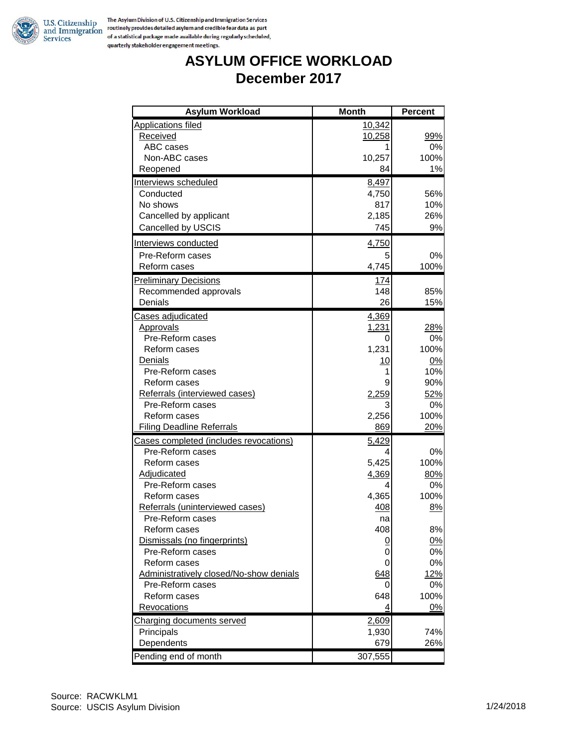U.S. Citizenship and Immigration Services

The Asylum Division of U.S. Citizenship and Immigration Services routinely provides detailed asylum and credible fear data as part of a statistical package made available during regularly scheduled, quarterly stakeholder engagement meetings.

# ASYLUM OFFICE WORKLOAD
# December 2017

| Asylum Workload | Month | Percent |
|---|---|---|
| Applications filed | 10,342 | |
| Received | 10,258 | 99% |
| ABC cases | 1 | 0% |
| Non-ABC cases | 10,257 | 100% |
| Reopened | 84 | 1% |
| Interviews scheduled | 8,497 | |
| Conducted | 4,750 | 56% |
| No shows | 817 | 10% |
| Cancelled by applicant | 2,185 | 26% |
| Cancelled by USCIS | 745 | 9% |
| Interviews conducted | 4,750 | |
| Pre-Reform cases | 5 | 0% |
| Reform cases | 4,745 | 100% |
| Preliminary Decisions | 174 | |
| Recommended approvals | 148 | 85% |
| Denials | 26 | 15% |
| Cases adjudicated | 4,369 | |
| Approvals | 1,231 | 28% |
| Pre-Reform cases | 0 | 0% |
| Reform cases | 1,231 | 100% |
| Denials | 10 | 0% |
| Pre-Reform cases | 1 | 10% |
| Reform cases | 9 | 90% |
| Referrals (interviewed cases) | 2,259 | 52% |
| Pre-Reform cases | 3 | 0% |
| Reform cases | 2,256 | 100% |
| Filing Deadline Referrals | 869 | 20% |
| Cases completed (includes revocations) | 5,429 | |
| Pre-Reform cases | 4 | 0% |
| Reform cases | 5,425 | 100% |
| Adjudicated | 4,369 | 80% |
| Pre-Reform cases | 4 | 0% |
| Reform cases | 4,365 | 100% |
| Referrals (uninterviewed cases) | 408 | 8% |
| Pre-Reform cases | na | |
| Reform cases | 408 | 8% |
| Dismissals (no fingerprints) | 0 | 0% |
| Pre-Reform cases | 0 | 0% |
| Reform cases | 0 | 0% |
| Administratively closed/No-show denials | 648 | 12% |
| Pre-Reform cases | 0 | 0% |
| Reform cases | 648 | 100% |
| Revocations | 4 | 0% |
| Charging documents served | 2,609 | |
| Principals | 1,930 | 74% |
| Dependents | 679 | 26% |
| Pending end of month | 307,555 | |

Source: RACWKLM1
Source: USCIS Asylum Division

1/24/2018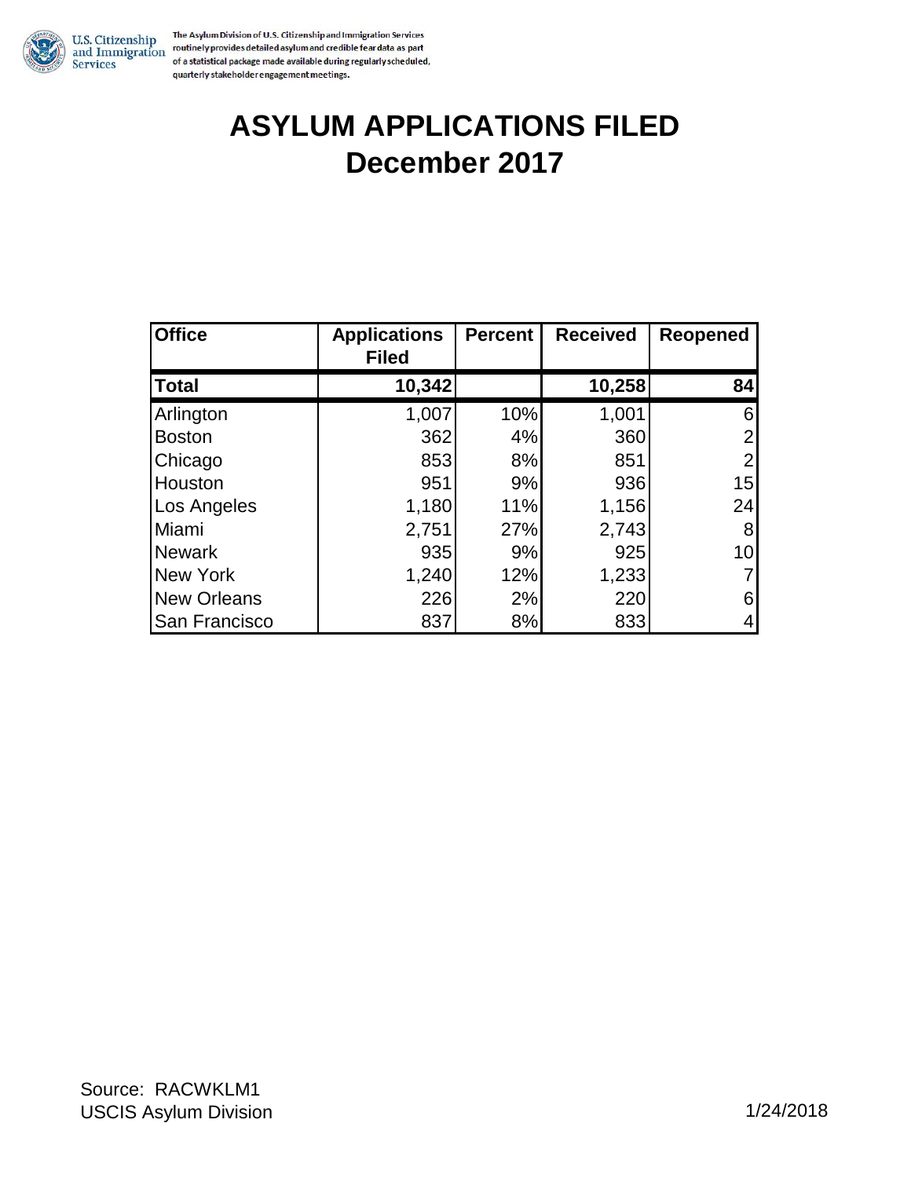The Asylum Division of U.S. Citizenship and Immigration Services routinely provides detailed asylum and credible fear data as part of a statistical package made available during regularly scheduled, quarterly stakeholder engagement meetings.

# ASYLUM APPLICATIONS FILED
# December 2017

| Office | Applications Filed | Percent | Received | Reopened |
|---|---|---|---|---|
| **Total** | **10,342** | | **10,258** | **84** |
| Arlington | 1,007 | 10% | 1,001 | 6 |
| Boston | 362 | 4% | 360 | 2 |
| Chicago | 853 | 8% | 851 | 2 |
| Houston | 951 | 9% | 936 | 15 |
| Los Angeles | 1,180 | 11% | 1,156 | 24 |
| Miami | 2,751 | 27% | 2,743 | 8 |
| Newark | 935 | 9% | 925 | 10 |
| New York | 1,240 | 12% | 1,233 | 7 |
| New Orleans | 226 | 2% | 220 | 6 |
| San Francisco | 837 | 8% | 833 | 4 |

Source: RACWKLM1
USCIS Asylum Division

1/24/2018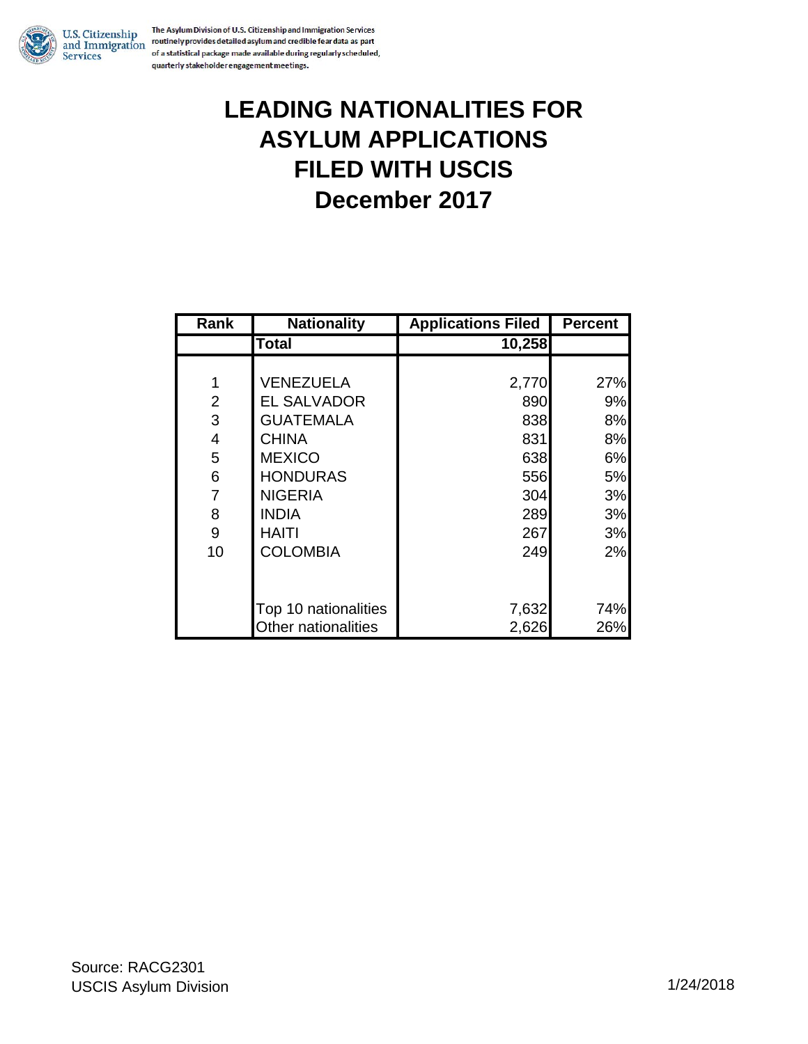U.S. Citizenship and Immigration Services

The Asylum Division of U.S. Citizenship and Immigration Services routinely provides detailed asylum and credible fear data as part of a statistical package made available during regularly scheduled, quarterly stakeholder engagement meetings.

# LEADING NATIONALITIES FOR ASYLUM APPLICATIONS FILED WITH USCIS December 2017

| Rank | Nationality | Applications Filed | Percent |
|---|---|---|---|
| | **Total** | **10,258** | |
| 1 | VENEZUELA | 2,770 | 27% |
| 2 | EL SALVADOR | 890 | 9% |
| 3 | GUATEMALA | 838 | 8% |
| 4 | CHINA | 831 | 8% |
| 5 | MEXICO | 638 | 6% |
| 6 | HONDURAS | 556 | 5% |
| 7 | NIGERIA | 304 | 3% |
| 8 | INDIA | 289 | 3% |
| 9 | HAITI | 267 | 3% |
| 10 | COLOMBIA | 249 | 2% |
| | Top 10 nationalities | 7,632 | 74% |
| | Other nationalities | 2,626 | 26% |

Source: RACG2301
USCIS Asylum Division

1/24/2018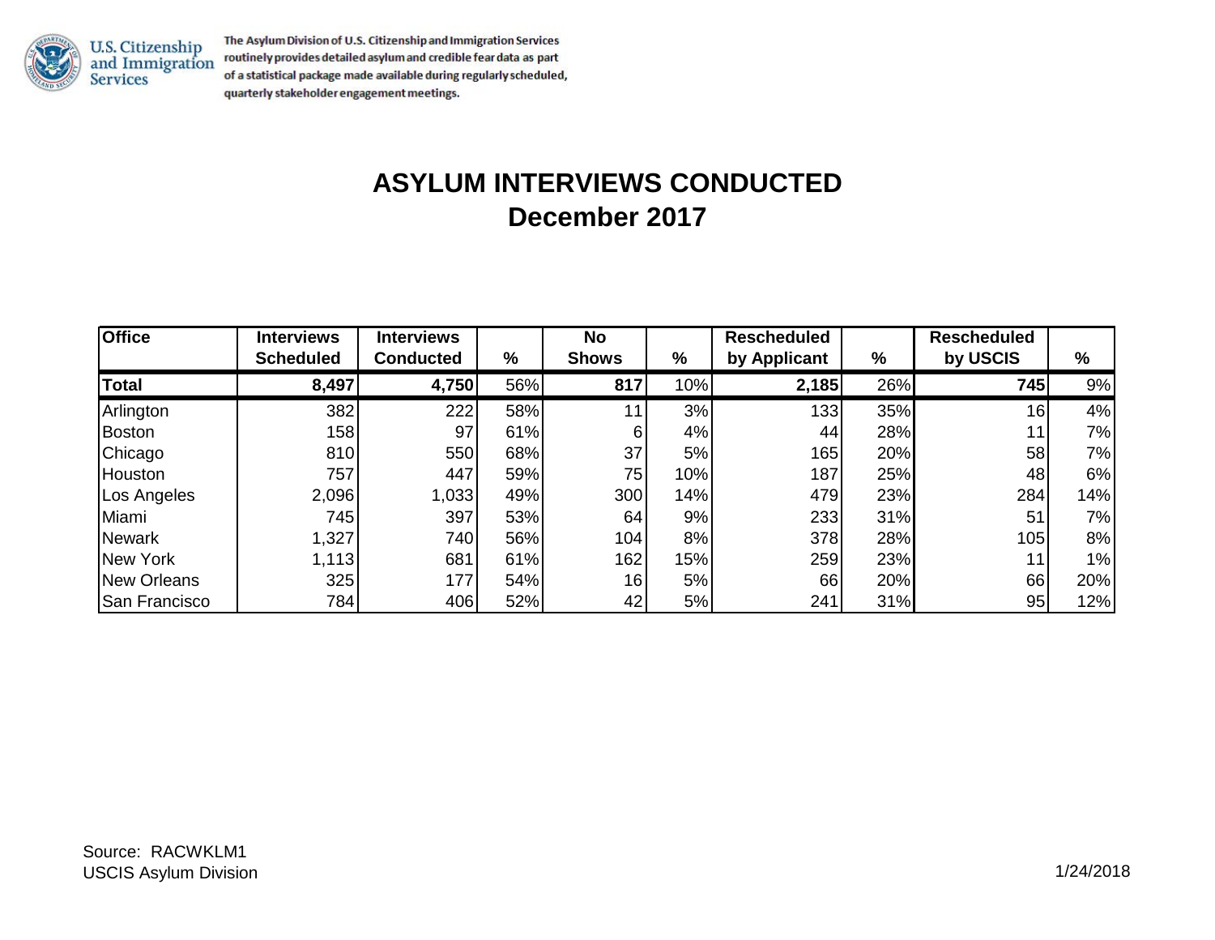U.S. Citizenship and Immigration Services

The Asylum Division of U.S. Citizenship and Immigration Services routinely provides detailed asylum and credible fear data as part of a statistical package made available during regularly scheduled, quarterly stakeholder engagement meetings.

# ASYLUM INTERVIEWS CONDUCTED
## December 2017

| Office | Interviews Scheduled | Interviews Conducted | % | No Shows | % | Rescheduled by Applicant | % | Rescheduled by USCIS | % |
|---|---|---|---|---|---|---|---|---|---|
| **Total** | **8,497** | **4,750** | 56% | **817** | 10% | **2,185** | 26% | **745** | 9% |
| Arlington | 382 | 222 | 58% | 11 | 3% | 133 | 35% | 16 | 4% |
| Boston | 158 | 97 | 61% | 6 | 4% | 44 | 28% | 11 | 7% |
| Chicago | 810 | 550 | 68% | 37 | 5% | 165 | 20% | 58 | 7% |
| Houston | 757 | 447 | 59% | 75 | 10% | 187 | 25% | 48 | 6% |
| Los Angeles | 2,096 | 1,033 | 49% | 300 | 14% | 479 | 23% | 284 | 14% |
| Miami | 745 | 397 | 53% | 64 | 9% | 233 | 31% | 51 | 7% |
| Newark | 1,327 | 740 | 56% | 104 | 8% | 378 | 28% | 105 | 8% |
| New York | 1,113 | 681 | 61% | 162 | 15% | 259 | 23% | 11 | 1% |
| New Orleans | 325 | 177 | 54% | 16 | 5% | 66 | 20% | 66 | 20% |
| San Francisco | 784 | 406 | 52% | 42 | 5% | 241 | 31% | 95 | 12% |

Source: RACWKLM1
USCIS Asylum Division

1/24/2018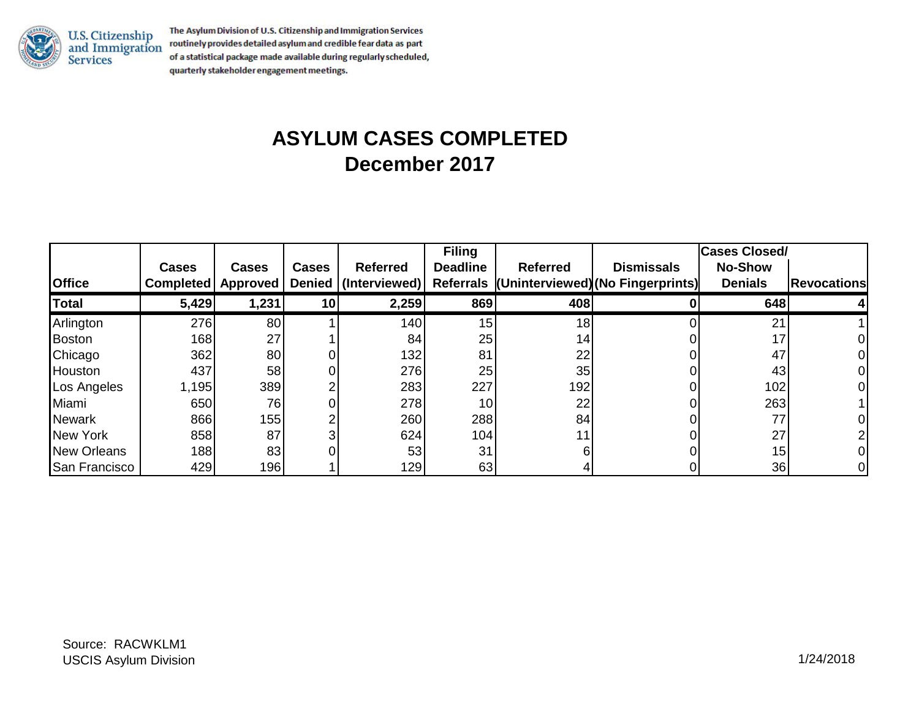U.S. Citizenship and Immigration Services

The Asylum Division of U.S. Citizenship and Immigration Services routinely provides detailed asylum and credible fear data as part of a statistical package made available during regularly scheduled, quarterly stakeholder engagement meetings.

# ASYLUM CASES COMPLETED
## December 2017

| Office | Cases Completed | Cases Approved | Cases Denied | Referred (Interviewed) | Filing Deadline Referrals | Referred (Uninterviewed) | Dismissals (No Fingerprints) | Cases Closed/ No-Show Denials | Revocations |
|---|---|---|---|---|---|---|---|---|---|
| **Total** | **5,429** | **1,231** | **10** | **2,259** | **869** | **408** | **0** | **648** | **4** |
| Arlington | 276 | 80 | 1 | 140 | 15 | 18 | 0 | 21 | 1 |
| Boston | 168 | 27 | 1 | 84 | 25 | 14 | 0 | 17 | 0 |
| Chicago | 362 | 80 | 0 | 132 | 81 | 22 | 0 | 47 | 0 |
| Houston | 437 | 58 | 0 | 276 | 25 | 35 | 0 | 43 | 0 |
| Los Angeles | 1,195 | 389 | 2 | 283 | 227 | 192 | 0 | 102 | 0 |
| Miami | 650 | 76 | 0 | 278 | 10 | 22 | 0 | 263 | 1 |
| Newark | 866 | 155 | 2 | 260 | 288 | 84 | 0 | 77 | 0 |
| New York | 858 | 87 | 3 | 624 | 104 | 11 | 0 | 27 | 2 |
| New Orleans | 188 | 83 | 0 | 53 | 31 | 6 | 0 | 15 | 0 |
| San Francisco | 429 | 196 | 1 | 129 | 63 | 4 | 0 | 36 | 0 |

Source: RACWKLM1
USCIS Asylum Division

1/24/2018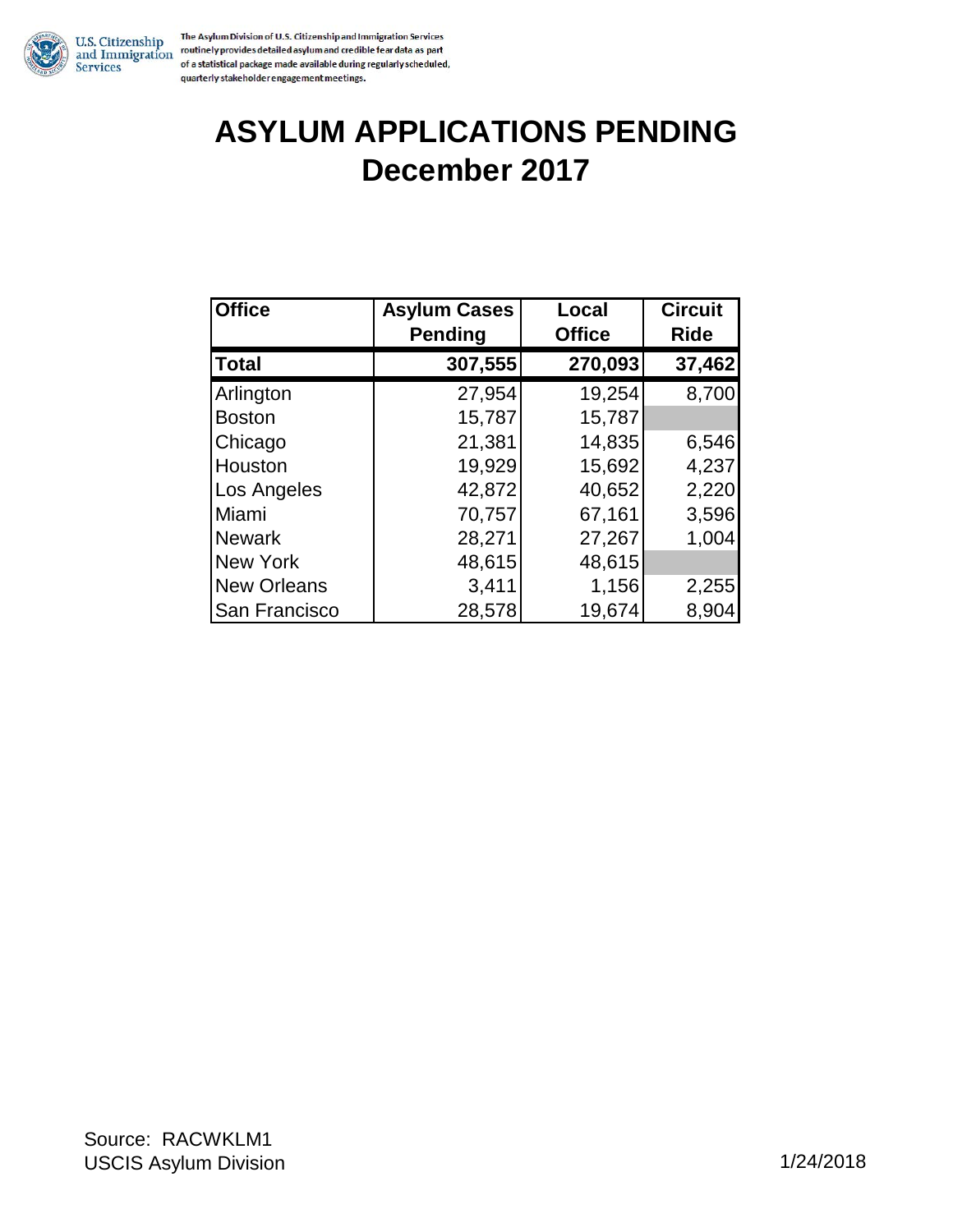The Asylum Division of U.S. Citizenship and Immigration Services routinely provides detailed asylum and credible fear data as part of a statistical package made available during regularly scheduled, quarterly stakeholder engagement meetings.

# ASYLUM APPLICATIONS PENDING
# December 2017

| Office | Asylum Cases Pending | Local Office | Circuit Ride |
|---|---|---|---|
| **Total** | **307,555** | **270,093** | **37,462** |
| Arlington | 27,954 | 19,254 | 8,700 |
| Boston | 15,787 | 15,787 | |
| Chicago | 21,381 | 14,835 | 6,546 |
| Houston | 19,929 | 15,692 | 4,237 |
| Los Angeles | 42,872 | 40,652 | 2,220 |
| Miami | 70,757 | 67,161 | 3,596 |
| Newark | 28,271 | 27,267 | 1,004 |
| New York | 48,615 | 48,615 | |
| New Orleans | 3,411 | 1,156 | 2,255 |
| San Francisco | 28,578 | 19,674 | 8,904 |

Source: RACWKLM1
USCIS Asylum Division

1/24/2018